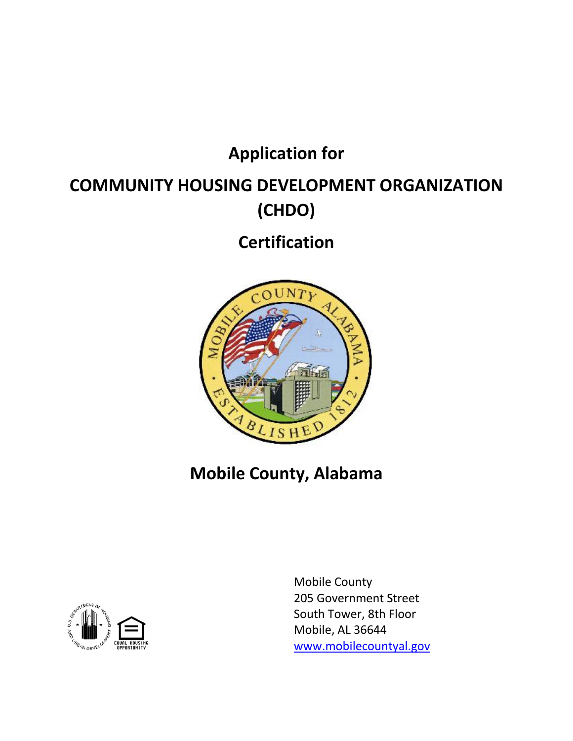# Application for

# COMMUNITY HOUSING DEVELOPMENT ORGANIZATION (CHDO)

# Certification

# Mobile County, Alabama

Mobile County
205 Government Street
South Tower, 8th Floor
Mobile, AL 36644
www.mobilecountyal.gov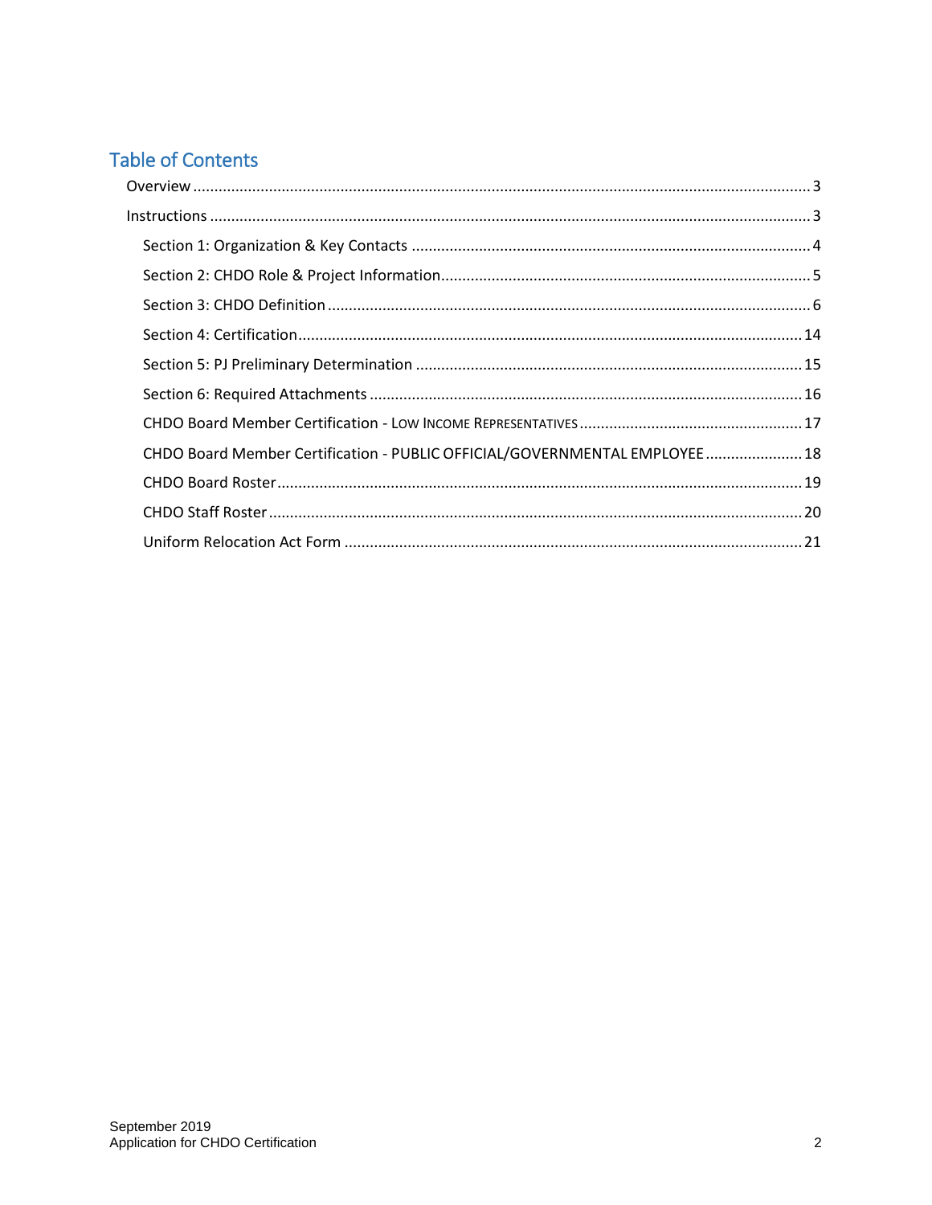## Table of Contents

- Overview ... 3
- Instructions ... 3
  - Section 1: Organization & Key Contacts ... 4
  - Section 2: CHDO Role & Project Information ... 5
  - Section 3: CHDO Definition ... 6
  - Section 4: Certification ... 14
  - Section 5: PJ Preliminary Determination ... 15
  - Section 6: Required Attachments ... 16
  - CHDO Board Member Certification - LOW INCOME REPRESENTATIVES ... 17
  - CHDO Board Member Certification - PUBLIC OFFICIAL/GOVERNMENTAL EMPLOYEE ... 18
  - CHDO Board Roster ... 19
  - CHDO Staff Roster ... 20
  - Uniform Relocation Act Form ... 21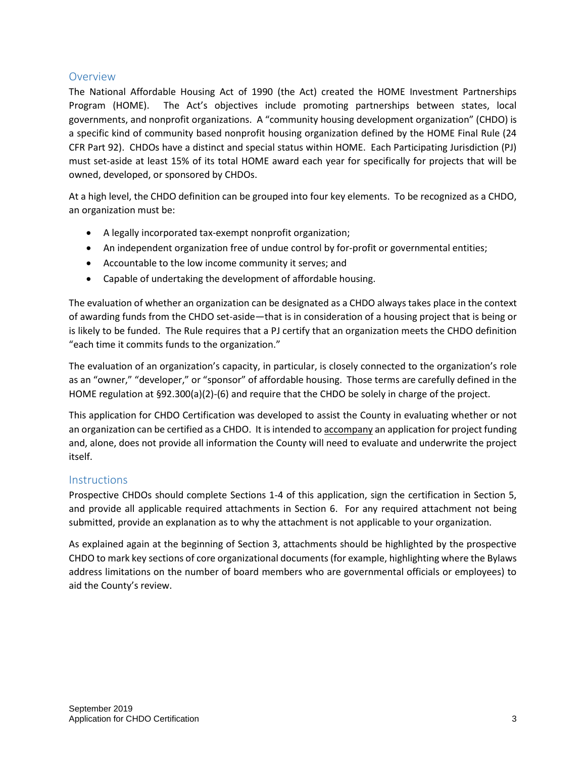## Overview

The National Affordable Housing Act of 1990 (the Act) created the HOME Investment Partnerships Program (HOME). The Act's objectives include promoting partnerships between states, local governments, and nonprofit organizations. A "community housing development organization" (CHDO) is a specific kind of community based nonprofit housing organization defined by the HOME Final Rule (24 CFR Part 92). CHDOs have a distinct and special status within HOME. Each Participating Jurisdiction (PJ) must set-aside at least 15% of its total HOME award each year for specifically for projects that will be owned, developed, or sponsored by CHDOs.

At a high level, the CHDO definition can be grouped into four key elements. To be recognized as a CHDO, an organization must be:

- A legally incorporated tax-exempt nonprofit organization;
- An independent organization free of undue control by for-profit or governmental entities;
- Accountable to the low income community it serves; and
- Capable of undertaking the development of affordable housing.

The evaluation of whether an organization can be designated as a CHDO always takes place in the context of awarding funds from the CHDO set-aside—that is in consideration of a housing project that is being or is likely to be funded. The Rule requires that a PJ certify that an organization meets the CHDO definition "each time it commits funds to the organization."

The evaluation of an organization's capacity, in particular, is closely connected to the organization's role as an "owner," "developer," or "sponsor" of affordable housing. Those terms are carefully defined in the HOME regulation at §92.300(a)(2)-(6) and require that the CHDO be solely in charge of the project.

This application for CHDO Certification was developed to assist the County in evaluating whether or not an organization can be certified as a CHDO. It is intended to <u>accompany</u> an application for project funding and, alone, does not provide all information the County will need to evaluate and underwrite the project itself.

## Instructions

Prospective CHDOs should complete Sections 1-4 of this application, sign the certification in Section 5, and provide all applicable required attachments in Section 6. For any required attachment not being submitted, provide an explanation as to why the attachment is not applicable to your organization.

As explained again at the beginning of Section 3, attachments should be highlighted by the prospective CHDO to mark key sections of core organizational documents (for example, highlighting where the Bylaws address limitations on the number of board members who are governmental officials or employees) to aid the County's review.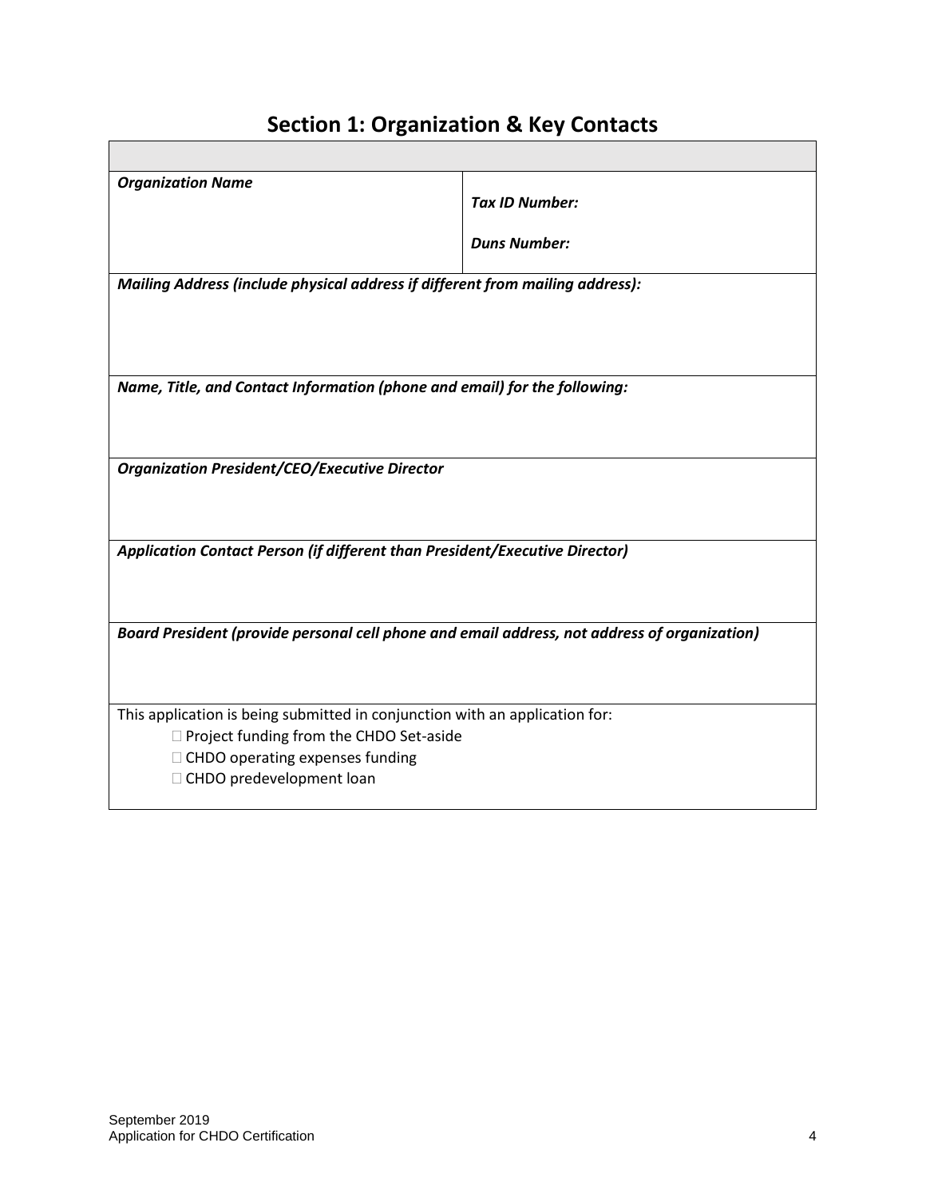## Section 1: Organization & Key Contacts

| | |
|---|---|
| ***Organization Name*** | ***Tax ID Number:***<br><br>***Duns Number:*** |
| ***Mailing Address (include physical address if different from mailing address):*** | |
| ***Name, Title, and Contact Information (phone and email) for the following:*** | |
| ***Organization President/CEO/Executive Director*** | |
| ***Application Contact Person (if different than President/Executive Director)*** | |
| ***Board President (provide personal cell phone and email address, not address of organization)*** | |
| This application is being submitted in conjunction with an application for:<br>☐ Project funding from the CHDO Set-aside<br>☐ CHDO operating expenses funding<br>☐ CHDO predevelopment loan | |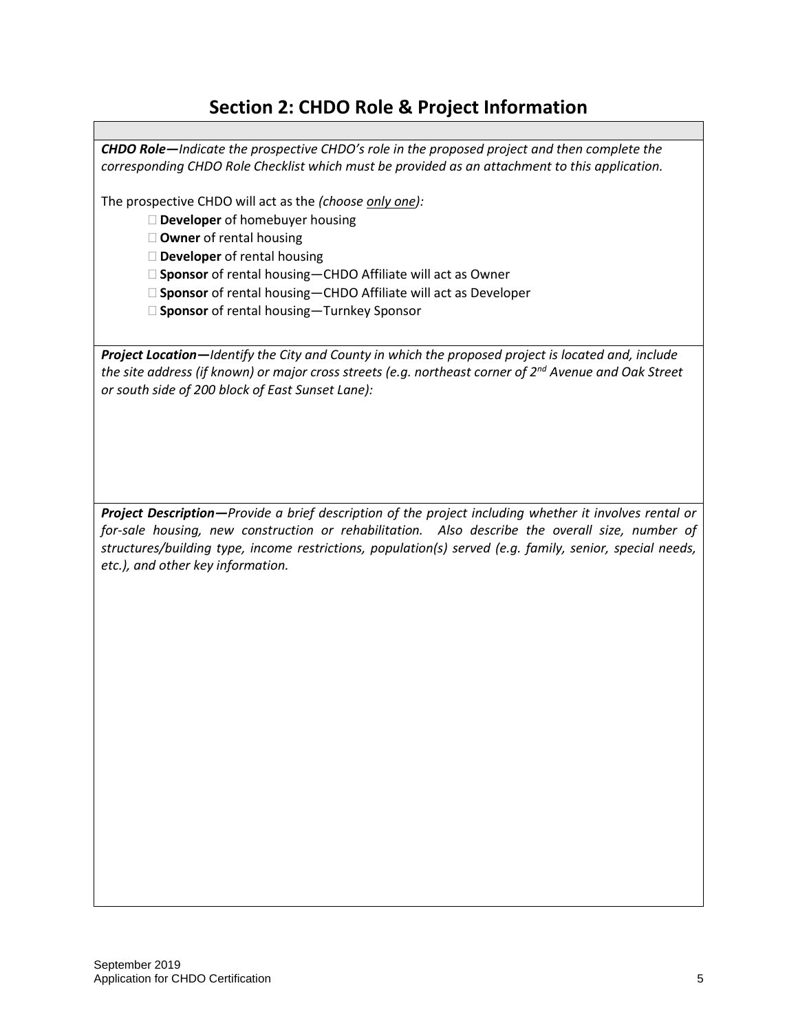## Section 2: CHDO Role & Project Information

***CHDO Role—****Indicate the prospective CHDO's role in the proposed project and then complete the corresponding CHDO Role Checklist which must be provided as an attachment to this application.*

The prospective CHDO will act as the *(choose only one):*

- ☐ **Developer** of homebuyer housing
- ☐ **Owner** of rental housing
- ☐ **Developer** of rental housing
- ☐ **Sponsor** of rental housing—CHDO Affiliate will act as Owner
- ☐ **Sponsor** of rental housing—CHDO Affiliate will act as Developer
- ☐ **Sponsor** of rental housing—Turnkey Sponsor

***Project Location—****Identify the City and County in which the proposed project is located and, include the site address (if known) or major cross streets (e.g. northeast corner of 2nd Avenue and Oak Street or south side of 200 block of East Sunset Lane):*

***Project Description—****Provide a brief description of the project including whether it involves rental or for-sale housing, new construction or rehabilitation. Also describe the overall size, number of structures/building type, income restrictions, population(s) served (e.g. family, senior, special needs, etc.), and other key information.*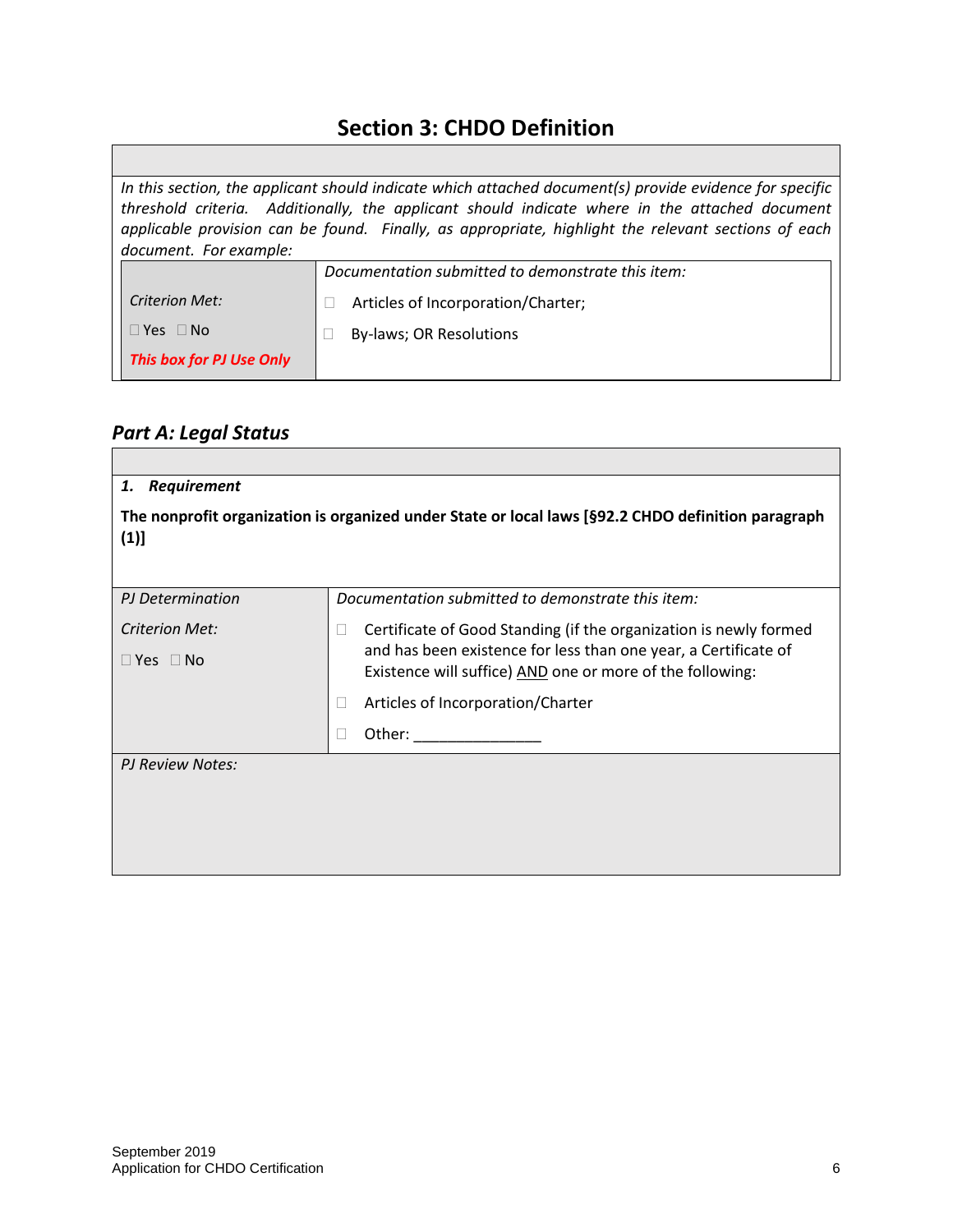## Section 3: CHDO Definition

*In this section, the applicant should indicate which attached document(s) provide evidence for specific threshold criteria. Additionally, the applicant should indicate where in the attached document applicable provision can be found. Finally, as appropriate, highlight the relevant sections of each document. For example:*

| | *Documentation submitted to demonstrate this item:* |
|---|---|
| *Criterion Met:*<br>☐ Yes ☐ No<br>***This box for PJ Use Only*** | ☐ Articles of Incorporation/Charter;<br>☐ By-laws; OR Resolutions |

### *Part A: Legal Status*

| ***1. Requirement*** | |
|---|---|
| **The nonprofit organization is organized under State or local laws [§92.2 CHDO definition paragraph (1)]** | |
| *PJ Determination*<br>*Criterion Met:*<br>☐ Yes ☐ No | *Documentation submitted to demonstrate this item:*<br>☐ Certificate of Good Standing (if the organization is newly formed and has been existence for less than one year, a Certificate of Existence will suffice) AND one or more of the following:<br>☐ Articles of Incorporation/Charter<br>☐ Other: _______________ |
| *PJ Review Notes:* | |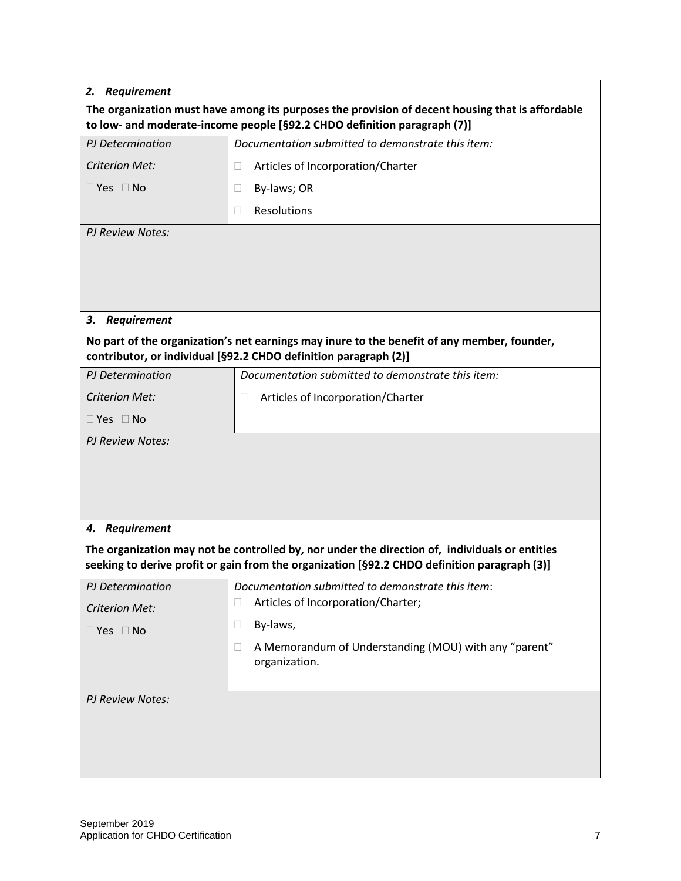***2. Requirement***

**The organization must have among its purposes the provision of decent housing that is affordable to low- and moderate-income people [§92.2 CHDO definition paragraph (7)]**

| *PJ Determination* | *Documentation submitted to demonstrate this item:* |
|---|---|
| *Criterion Met:* | ☐ Articles of Incorporation/Charter |
| ☐ Yes ☐ No | ☐ By-laws; OR |
| | ☐ Resolutions |

*PJ Review Notes:*

***3. Requirement***

**No part of the organization's net earnings may inure to the benefit of any member, founder, contributor, or individual [§92.2 CHDO definition paragraph (2)]**

| *PJ Determination* | *Documentation submitted to demonstrate this item:* |
|---|---|
| *Criterion Met:* | ☐ Articles of Incorporation/Charter |
| ☐ Yes ☐ No | |

*PJ Review Notes:*

***4. Requirement***

**The organization may not be controlled by, nor under the direction of, individuals or entities seeking to derive profit or gain from the organization [§92.2 CHDO definition paragraph (3)]**

| *PJ Determination* | *Documentation submitted to demonstrate this item*: |
|---|---|
| *Criterion Met:* | ☐ Articles of Incorporation/Charter; |
| ☐ Yes ☐ No | ☐ By-laws, |
| | ☐ A Memorandum of Understanding (MOU) with any "parent" organization. |

*PJ Review Notes:*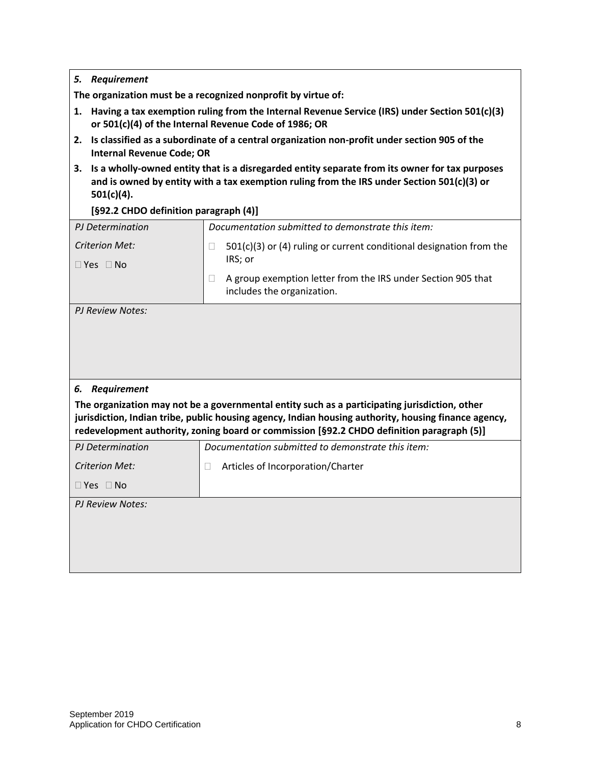### *5. Requirement*

**The organization must be a recognized nonprofit by virtue of:**

1. **Having a tax exemption ruling from the Internal Revenue Service (IRS) under Section 501(c)(3) or 501(c)(4) of the Internal Revenue Code of 1986; OR**
2. **Is classified as a subordinate of a central organization non-profit under section 905 of the Internal Revenue Code; OR**
3. **Is a wholly-owned entity that is a disregarded entity separate from its owner for tax purposes and is owned by entity with a tax exemption ruling from the IRS under Section 501(c)(3) or 501(c)(4).**

   **[§92.2 CHDO definition paragraph (4)]**

| *PJ Determination* | *Documentation submitted to demonstrate this item:* |
|---|---|
| *Criterion Met:*<br>☐ Yes ☐ No | ☐ 501(c)(3) or (4) ruling or current conditional designation from the IRS; or<br>☐ A group exemption letter from the IRS under Section 905 that includes the organization. |

*PJ Review Notes:*

### *6. Requirement*

**The organization may not be a governmental entity such as a participating jurisdiction, other jurisdiction, Indian tribe, public housing agency, Indian housing authority, housing finance agency, redevelopment authority, zoning board or commission [§92.2 CHDO definition paragraph (5)]**

| *PJ Determination* | *Documentation submitted to demonstrate this item:* |
|---|---|
| *Criterion Met:*<br>☐ Yes ☐ No | ☐ Articles of Incorporation/Charter |

*PJ Review Notes:*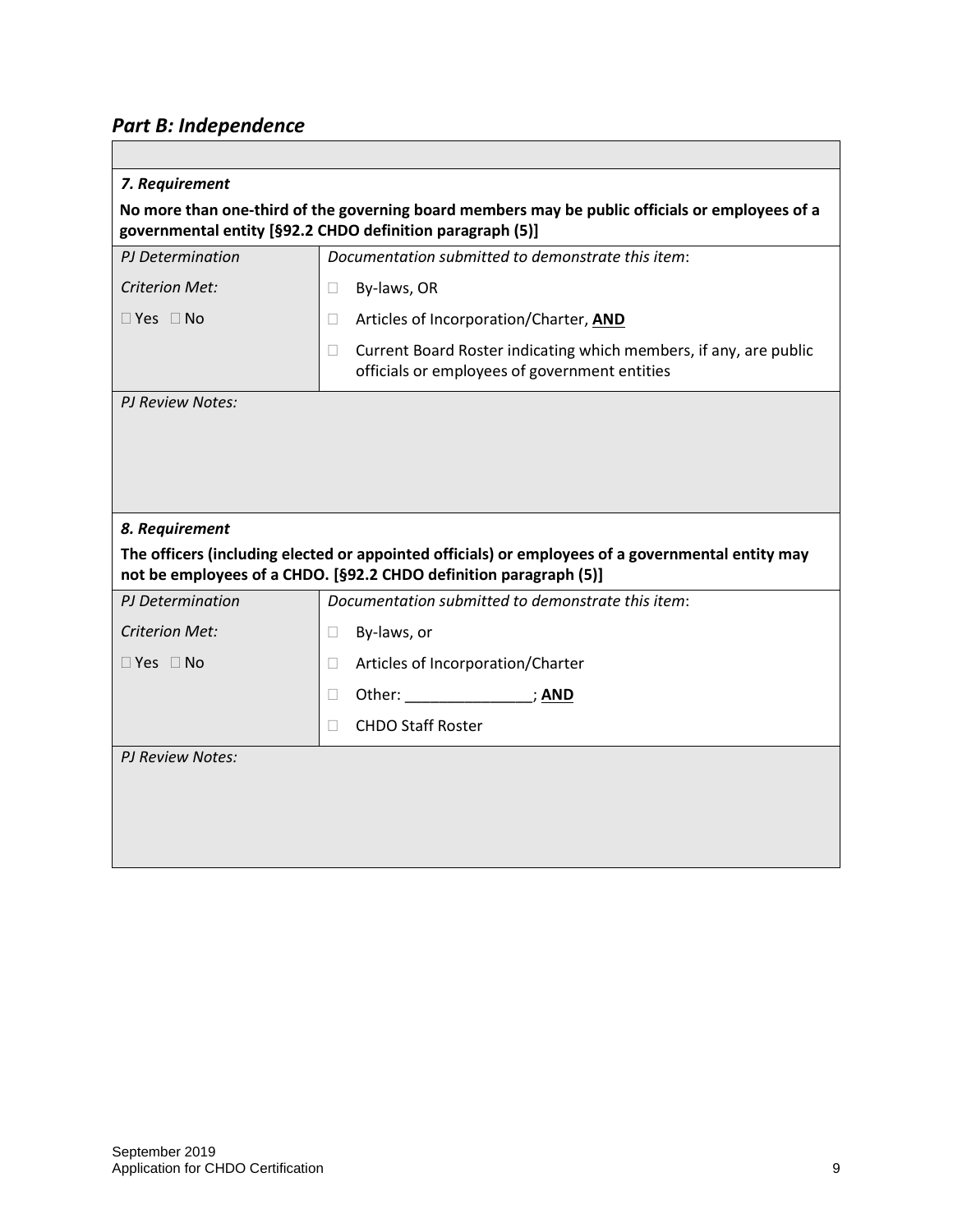## *Part B: Independence*

| | |
|---|---|
| ***7. Requirement*** **No more than one-third of the governing board members may be public officials or employees of a governmental entity [§92.2 CHDO definition paragraph (5)]** | |
| *PJ Determination* | *Documentation submitted to demonstrate this item*: |
| *Criterion Met:* | ☐ By-laws, OR |
| ☐ Yes ☐ No | ☐ Articles of Incorporation/Charter, **AND** |
| | ☐ Current Board Roster indicating which members, if any, are public officials or employees of government entities |
| *PJ Review Notes:* | |
| ***8. Requirement*** **The officers (including elected or appointed officials) or employees of a governmental entity may not be employees of a CHDO. [§92.2 CHDO definition paragraph (5)]** | |
| *PJ Determination* | *Documentation submitted to demonstrate this item*: |
| *Criterion Met:* | ☐ By-laws, or |
| ☐ Yes ☐ No | ☐ Articles of Incorporation/Charter |
| | ☐ Other: _______________; **AND** |
| | ☐ CHDO Staff Roster |
| *PJ Review Notes:* | |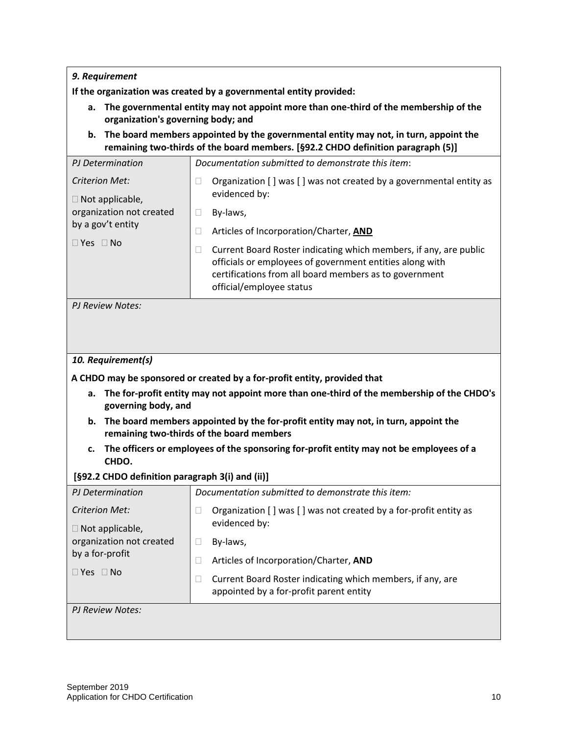***9. Requirement***

**If the organization was created by a governmental entity provided:**

a. **The governmental entity may not appoint more than one-third of the membership of the organization's governing body; and**
b. **The board members appointed by the governmental entity may not, in turn, appoint the remaining two-thirds of the board members. [§92.2 CHDO definition paragraph (5)]**

| *PJ Determination* | *Documentation submitted to demonstrate this item*: |
|---|---|
| *Criterion Met:*<br><br>☐ Not applicable, organization not created by a gov't entity<br><br>☐ Yes ☐ No | ☐ Organization [ ] was [ ] was not created by a governmental entity as evidenced by:<br><br>☐ By-laws,<br><br>☐ Articles of Incorporation/Charter, **AND**<br><br>☐ Current Board Roster indicating which members, if any, are public officials or employees of government entities along with certifications from all board members as to government official/employee status |

*PJ Review Notes:*

***10. Requirement(s)***

**A CHDO may be sponsored or created by a for-profit entity, provided that**

a. **The for-profit entity may not appoint more than one-third of the membership of the CHDO's governing body, and**
b. **The board members appointed by the for-profit entity may not, in turn, appoint the remaining two-thirds of the board members**
c. **The officers or employees of the sponsoring for-profit entity may not be employees of a CHDO.**

**[§92.2 CHDO definition paragraph 3(i) and (ii)]**

| *PJ Determination* | *Documentation submitted to demonstrate this item:* |
|---|---|
| *Criterion Met:*<br><br>☐ Not applicable, organization not created by a for-profit<br><br>☐ Yes ☐ No | ☐ Organization [ ] was [ ] was not created by a for-profit entity as evidenced by:<br><br>☐ By-laws,<br><br>☐ Articles of Incorporation/Charter, **AND**<br><br>☐ Current Board Roster indicating which members, if any, are appointed by a for-profit parent entity |

*PJ Review Notes:*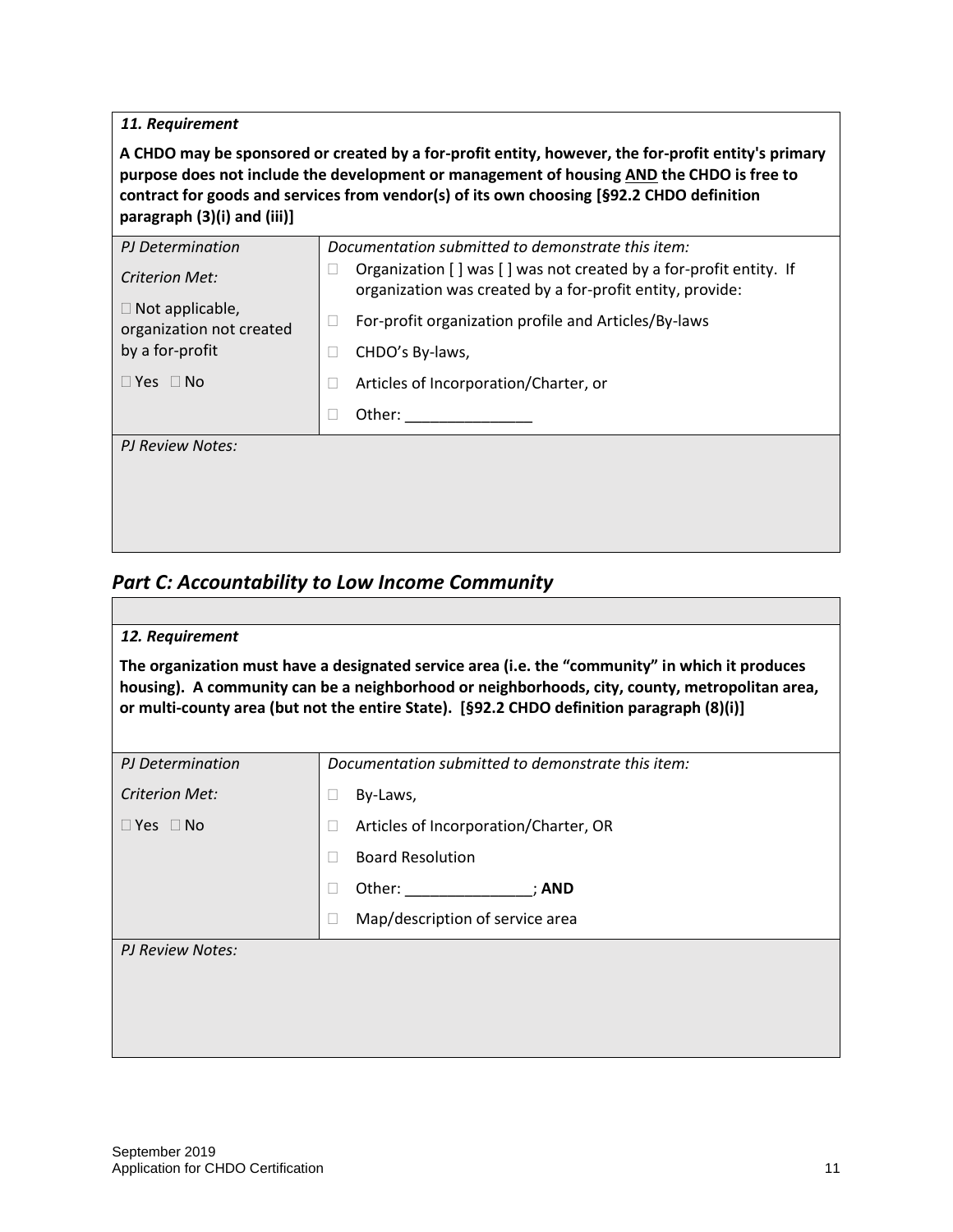| *11. Requirement* | |
|---|---|
| **A CHDO may be sponsored or created by a for-profit entity, however, the for-profit entity's primary purpose does not include the development or management of housing <u>AND</u> the CHDO is free to contract for goods and services from vendor(s) of its own choosing [§92.2 CHDO definition paragraph (3)(i) and (iii)]** | |
| *PJ Determination*<br><br>*Criterion Met:*<br><br>☐ Not applicable, organization not created by a for-profit<br><br>☐ Yes ☐ No | *Documentation submitted to demonstrate this item:*<br><br>☐ Organization [ ] was [ ] was not created by a for-profit entity. If organization was created by a for-profit entity, provide:<br><br>☐ For-profit organization profile and Articles/By-laws<br><br>☐ CHDO's By-laws,<br><br>☐ Articles of Incorporation/Charter, or<br><br>☐ Other: _______________ |
| *PJ Review Notes:* | |

## *Part C: Accountability to Low Income Community*

| *12. Requirement* | |
|---|---|
| **The organization must have a designated service area (i.e. the "community" in which it produces housing). A community can be a neighborhood or neighborhoods, city, county, metropolitan area, or multi-county area (but not the entire State). [§92.2 CHDO definition paragraph (8)(i)]** | |
| *PJ Determination*<br><br>*Criterion Met:*<br><br>☐ Yes ☐ No | *Documentation submitted to demonstrate this item:*<br><br>☐ By-Laws,<br><br>☐ Articles of Incorporation/Charter, OR<br><br>☐ Board Resolution<br><br>☐ Other: _______________; **AND**<br><br>☐ Map/description of service area |
| *PJ Review Notes:* | |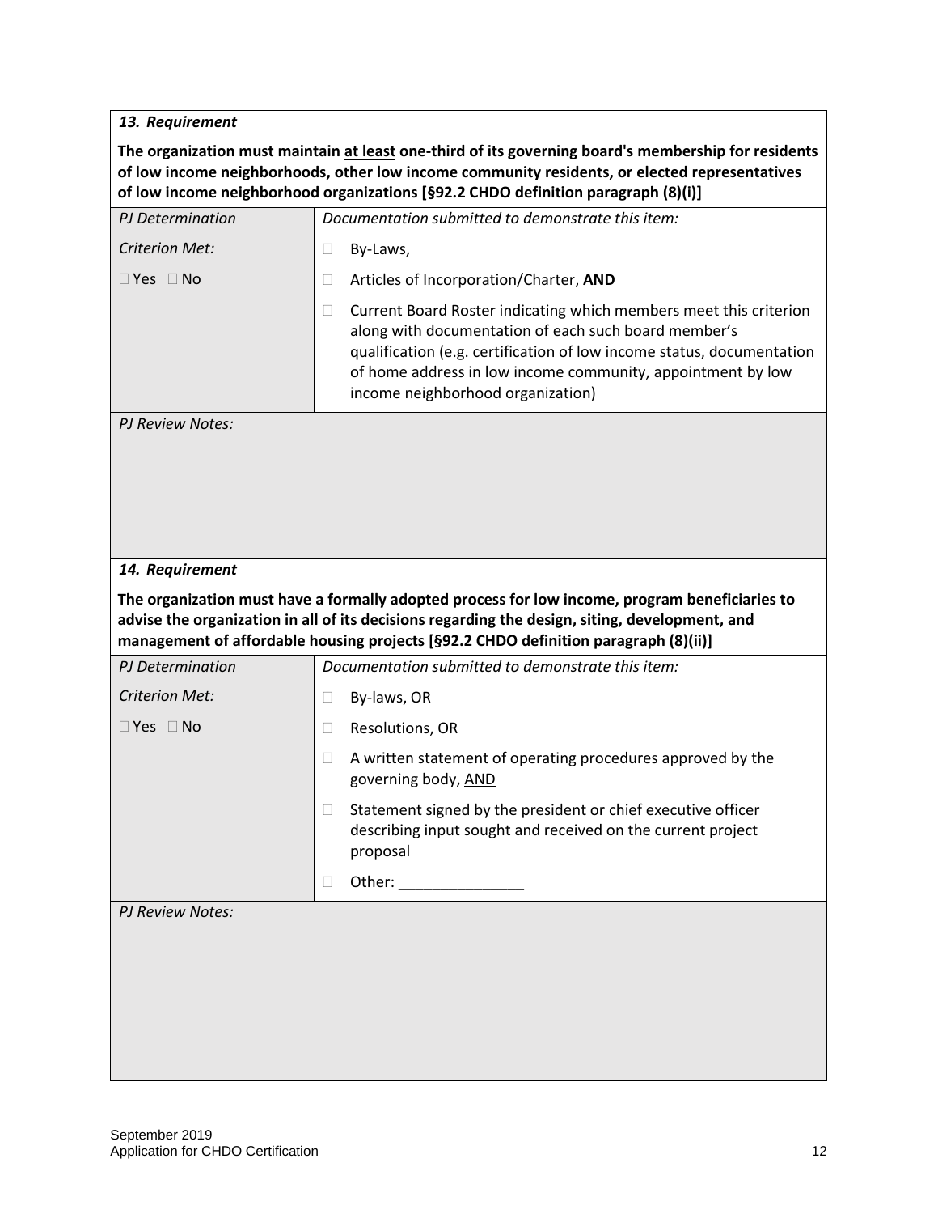| ***13. Requirement*** | |
|---|---|
| **The organization must maintain <u>at least</u> one-third of its governing board's membership for residents of low income neighborhoods, other low income community residents, or elected representatives of low income neighborhood organizations [§92.2 CHDO definition paragraph (8)(i)]** | |
| *PJ Determination* | *Documentation submitted to demonstrate this item:* |
| *Criterion Met:* | ☐ By-Laws, |
| ☐ Yes ☐ No | ☐ Articles of Incorporation/Charter, **AND** |
| | ☐ Current Board Roster indicating which members meet this criterion along with documentation of each such board member's qualification (e.g. certification of low income status, documentation of home address in low income community, appointment by low income neighborhood organization) |
| *PJ Review Notes:* | |

| ***14. Requirement*** | |
|---|---|
| **The organization must have a formally adopted process for low income, program beneficiaries to advise the organization in all of its decisions regarding the design, siting, development, and management of affordable housing projects [§92.2 CHDO definition paragraph (8)(ii)]** | |
| *PJ Determination* | *Documentation submitted to demonstrate this item:* |
| *Criterion Met:* | ☐ By-laws, OR |
| ☐ Yes ☐ No | ☐ Resolutions, OR |
| | ☐ A written statement of operating procedures approved by the governing body, <u>AND</u> |
| | ☐ Statement signed by the president or chief executive officer describing input sought and received on the current project proposal |
| | ☐ Other: _______________ |
| *PJ Review Notes:* | |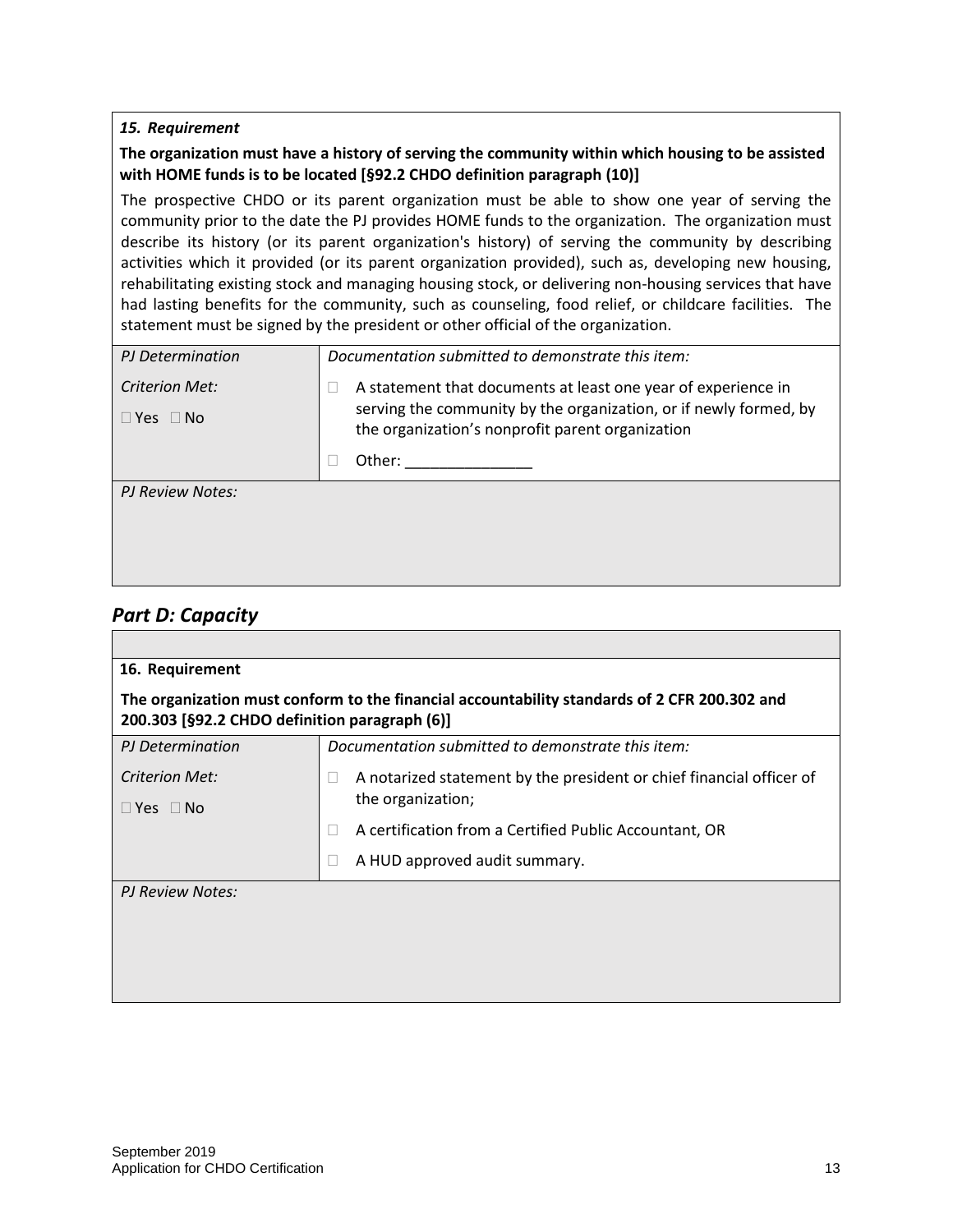***15. Requirement***

**The organization must have a history of serving the community within which housing to be assisted with HOME funds is to be located [§92.2 CHDO definition paragraph (10)]**

The prospective CHDO or its parent organization must be able to show one year of serving the community prior to the date the PJ provides HOME funds to the organization. The organization must describe its history (or its parent organization's history) of serving the community by describing activities which it provided (or its parent organization provided), such as, developing new housing, rehabilitating existing stock and managing housing stock, or delivering non-housing services that have had lasting benefits for the community, such as counseling, food relief, or childcare facilities. The statement must be signed by the president or other official of the organization.

| *PJ Determination* | *Documentation submitted to demonstrate this item:* |
|---|---|
| *Criterion Met:*<br>☐ Yes ☐ No | ☐ A statement that documents at least one year of experience in serving the community by the organization, or if newly formed, by the organization's nonprofit parent organization<br>☐ Other: _______________ |

*PJ Review Notes:*

## *Part D: Capacity*

**16. Requirement**

**The organization must conform to the financial accountability standards of 2 CFR 200.302 and 200.303 [§92.2 CHDO definition paragraph (6)]**

| *PJ Determination* | *Documentation submitted to demonstrate this item:* |
|---|---|
| *Criterion Met:*<br>☐ Yes ☐ No | ☐ A notarized statement by the president or chief financial officer of the organization;<br>☐ A certification from a Certified Public Accountant, OR<br>☐ A HUD approved audit summary. |

*PJ Review Notes:*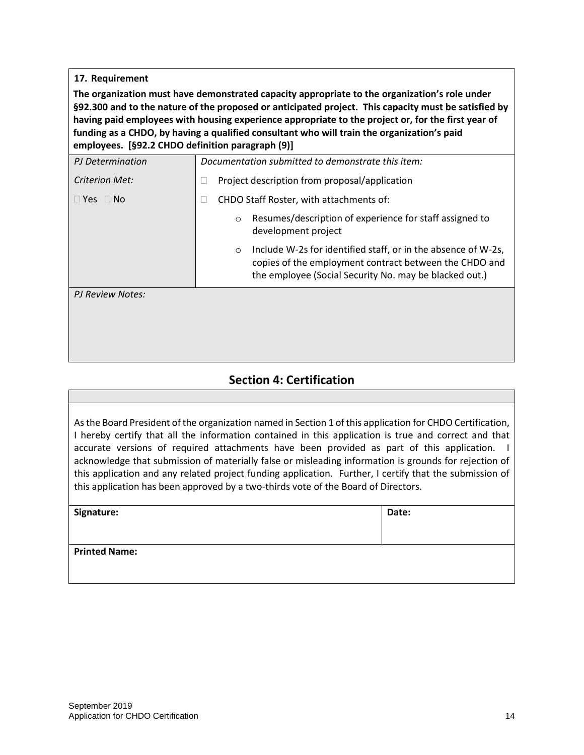**17. Requirement**

**The organization must have demonstrated capacity appropriate to the organization's role under §92.300 and to the nature of the proposed or anticipated project. This capacity must be satisfied by having paid employees with housing experience appropriate to the project or, for the first year of funding as a CHDO, by having a qualified consultant who will train the organization's paid employees. [§92.2 CHDO definition paragraph (9)]**

| *PJ Determination* | *Documentation submitted to demonstrate this item:* |
|---|---|
| *Criterion Met:* | ☐ Project description from proposal/application |
| ☐ Yes ☐ No | ☐ CHDO Staff Roster, with attachments of: <br> ○ Resumes/description of experience for staff assigned to development project <br> ○ Include W-2s for identified staff, or in the absence of W-2s, copies of the employment contract between the CHDO and the employee (Social Security No. may be blacked out.) |

*PJ Review Notes:*

## Section 4: Certification

As the Board President of the organization named in Section 1 of this application for CHDO Certification, I hereby certify that all the information contained in this application is true and correct and that accurate versions of required attachments have been provided as part of this application. I acknowledge that submission of materially false or misleading information is grounds for rejection of this application and any related project funding application. Further, I certify that the submission of this application has been approved by a two-thirds vote of the Board of Directors.

| **Signature:** | **Date:** |
|---|---|
| **Printed Name:** | |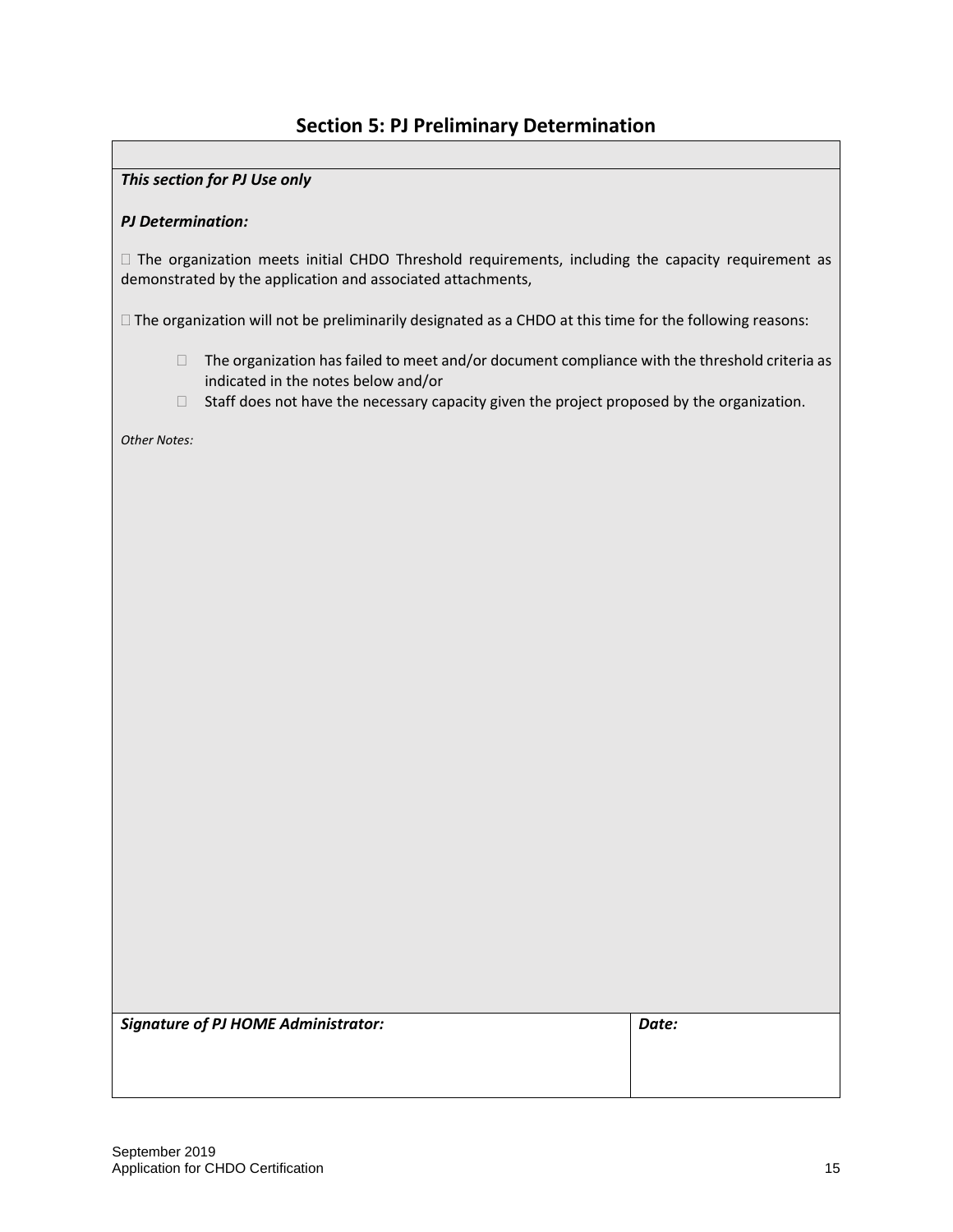## Section 5: PJ Preliminary Determination

***This section for PJ Use only***

***PJ Determination:***

☐ The organization meets initial CHDO Threshold requirements, including the capacity requirement as demonstrated by the application and associated attachments,

☐ The organization will not be preliminarily designated as a CHDO at this time for the following reasons:

- ☐ The organization has failed to meet and/or document compliance with the threshold criteria as indicated in the notes below and/or
- ☐ Staff does not have the necessary capacity given the project proposed by the organization.

*Other Notes:*

| ***Signature of PJ HOME Administrator:*** | ***Date:*** |
|---|---|
| | |

September 2019
Application for CHDO Certification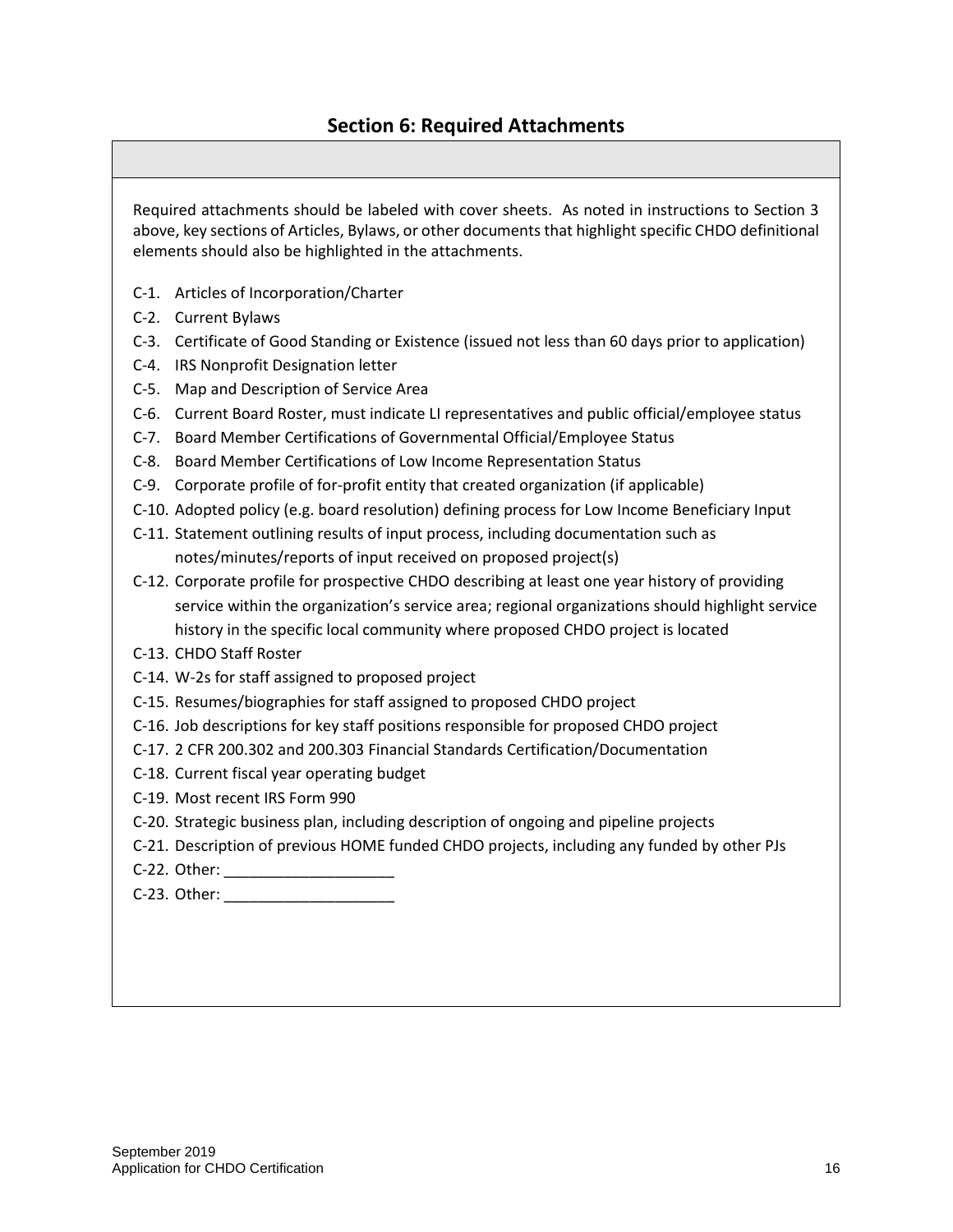## Section 6: Required Attachments

Required attachments should be labeled with cover sheets. As noted in instructions to Section 3 above, key sections of Articles, Bylaws, or other documents that highlight specific CHDO definitional elements should also be highlighted in the attachments.

- C-1. Articles of Incorporation/Charter
- C-2. Current Bylaws
- C-3. Certificate of Good Standing or Existence (issued not less than 60 days prior to application)
- C-4. IRS Nonprofit Designation letter
- C-5. Map and Description of Service Area
- C-6. Current Board Roster, must indicate LI representatives and public official/employee status
- C-7. Board Member Certifications of Governmental Official/Employee Status
- C-8. Board Member Certifications of Low Income Representation Status
- C-9. Corporate profile of for-profit entity that created organization (if applicable)
- C-10. Adopted policy (e.g. board resolution) defining process for Low Income Beneficiary Input
- C-11. Statement outlining results of input process, including documentation such as notes/minutes/reports of input received on proposed project(s)
- C-12. Corporate profile for prospective CHDO describing at least one year history of providing service within the organization's service area; regional organizations should highlight service history in the specific local community where proposed CHDO project is located
- C-13. CHDO Staff Roster
- C-14. W-2s for staff assigned to proposed project
- C-15. Resumes/biographies for staff assigned to proposed CHDO project
- C-16. Job descriptions for key staff positions responsible for proposed CHDO project
- C-17. 2 CFR 200.302 and 200.303 Financial Standards Certification/Documentation
- C-18. Current fiscal year operating budget
- C-19. Most recent IRS Form 990
- C-20. Strategic business plan, including description of ongoing and pipeline projects
- C-21. Description of previous HOME funded CHDO projects, including any funded by other PJs
- C-22. Other: ____________________
- C-23. Other: ____________________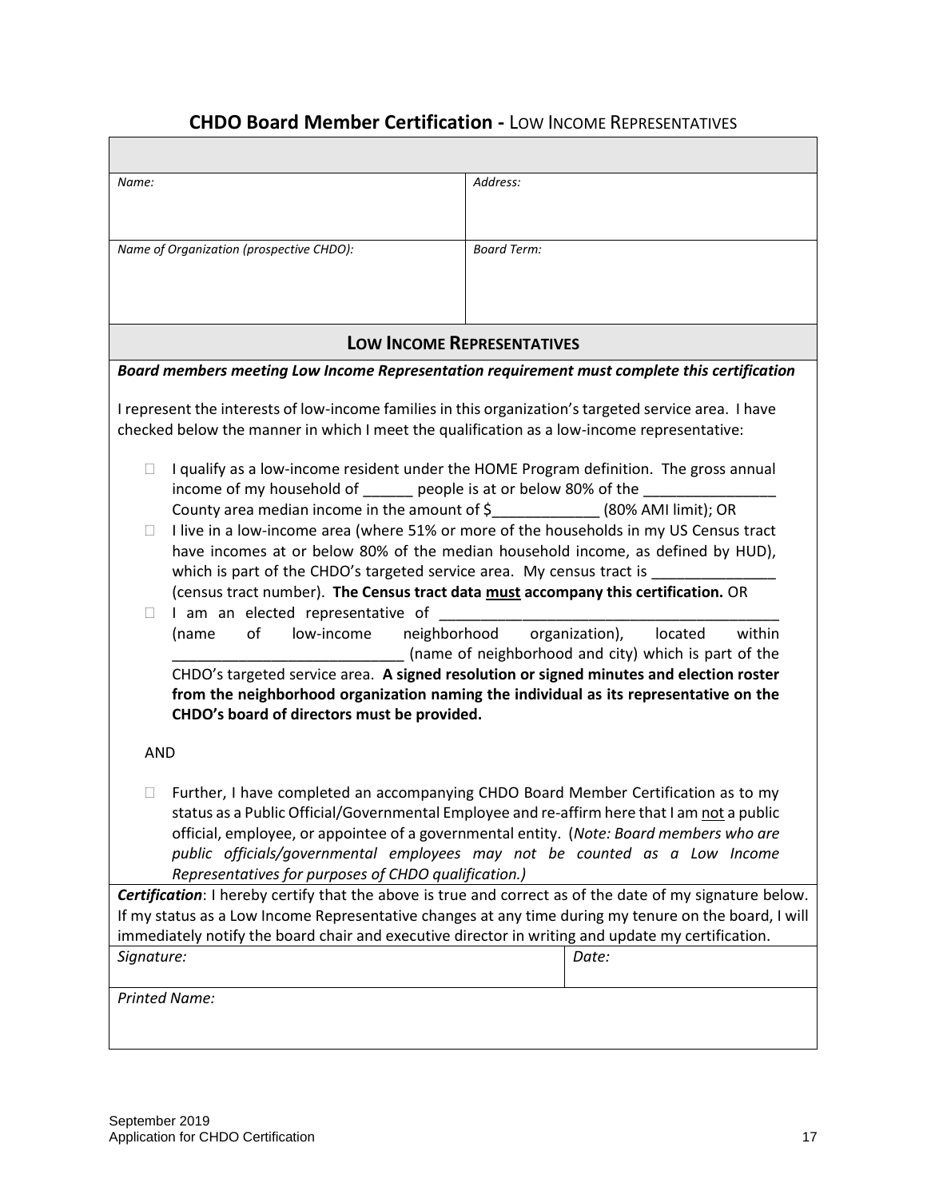## **CHDO Board Member Certification -** Low Income Representatives

| | |
|---|---|
| *Name:* | *Address:* |
| *Name of Organization (prospective CHDO):* | *Board Term:* |

### **Low Income Representatives**

***Board members meeting Low Income Representation requirement must complete this certification***

I represent the interests of low-income families in this organization's targeted service area. I have checked below the manner in which I meet the qualification as a low-income representative:

- ☐ I qualify as a low-income resident under the HOME Program definition. The gross annual income of my household of ______ people is at or below 80% of the ________________ County area median income in the amount of $_____________ (80% AMI limit); OR
- ☐ I live in a low-income area (where 51% or more of the households in my US Census tract have incomes at or below 80% of the median household income, as defined by HUD), which is part of the CHDO's targeted service area. My census tract is _______________ (census tract number). **The Census tract data <u>must</u> accompany this certification.** OR
- ☐ I am an elected representative of __________________________________________ (name of low-income neighborhood organization), located within ____________________________ (name of neighborhood and city) which is part of the CHDO's targeted service area. **A signed resolution or signed minutes and election roster from the neighborhood organization naming the individual as its representative on the CHDO's board of directors must be provided.**

AND

- ☐ Further, I have completed an accompanying CHDO Board Member Certification as to my status as a Public Official/Governmental Employee and re-affirm here that I am <u>not</u> a public official, employee, or appointee of a governmental entity. (*Note: Board members who are public officials/governmental employees may not be counted as a Low Income Representatives for purposes of CHDO qualification.)*

***Certification***: I hereby certify that the above is true and correct as of the date of my signature below. If my status as a Low Income Representative changes at any time during my tenure on the board, I will immediately notify the board chair and executive director in writing and update my certification.

| | |
|---|---|
| *Signature:* | *Date:* |
| *Printed Name:* | |

September 2019
Application for CHDO Certification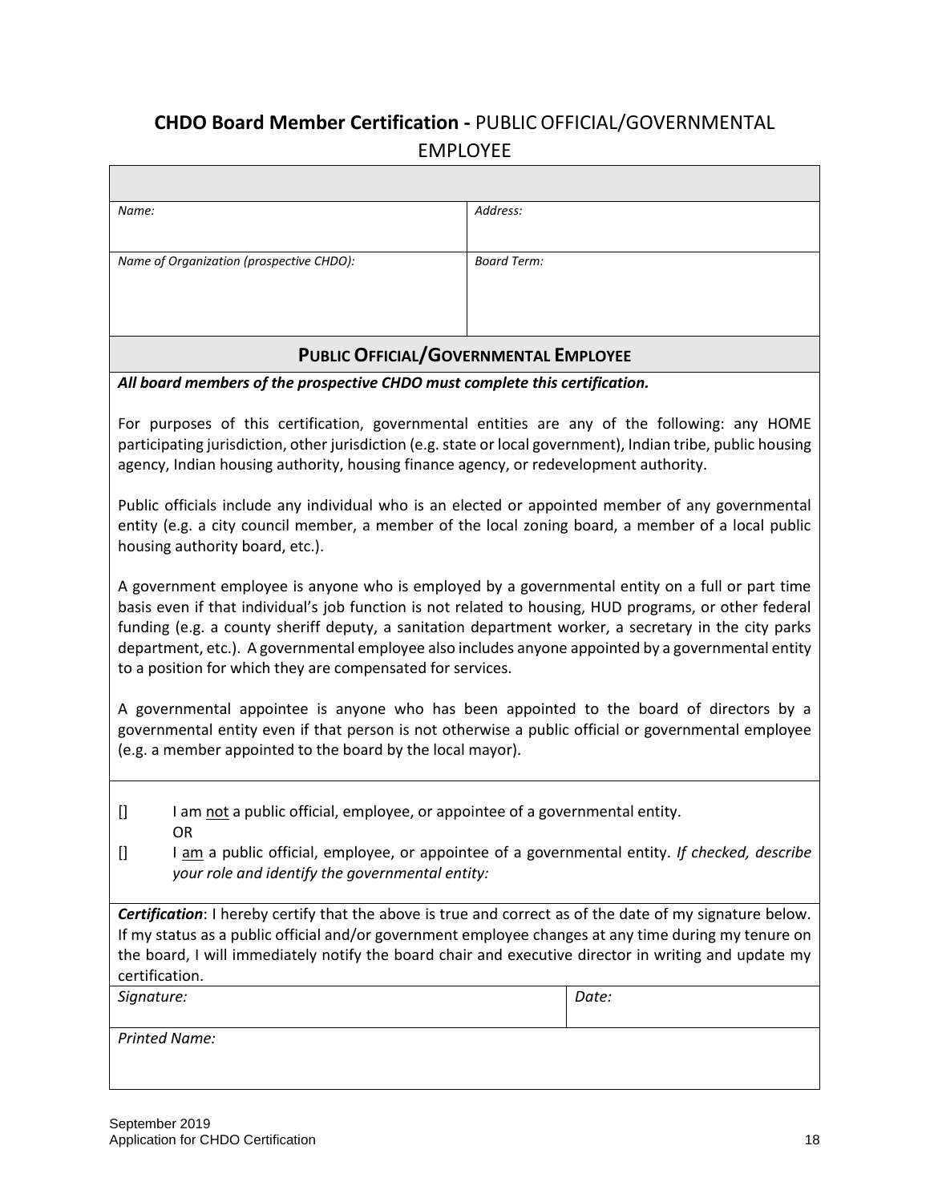## **CHDO Board Member Certification -** PUBLIC OFFICIAL/GOVERNMENTAL EMPLOYEE

| | |
|---|---|
| *Name:* | *Address:* |
| *Name of Organization (prospective CHDO):* | *Board Term:* |

### PUBLIC OFFICIAL/GOVERNMENTAL EMPLOYEE

***All board members of the prospective CHDO must complete this certification.***

For purposes of this certification, governmental entities are any of the following: any HOME participating jurisdiction, other jurisdiction (e.g. state or local government), Indian tribe, public housing agency, Indian housing authority, housing finance agency, or redevelopment authority.

Public officials include any individual who is an elected or appointed member of any governmental entity (e.g. a city council member, a member of the local zoning board, a member of a local public housing authority board, etc.).

A government employee is anyone who is employed by a governmental entity on a full or part time basis even if that individual's job function is not related to housing, HUD programs, or other federal funding (e.g. a county sheriff deputy, a sanitation department worker, a secretary in the city parks department, etc.). A governmental employee also includes anyone appointed by a governmental entity to a position for which they are compensated for services.

A governmental appointee is anyone who has been appointed to the board of directors by a governmental entity even if that person is not otherwise a public official or governmental employee (e.g. a member appointed to the board by the local mayor).

[] I am <u>not</u> a public official, employee, or appointee of a governmental entity.
OR
[] I <u>am</u> a public official, employee, or appointee of a governmental entity. *If checked, describe your role and identify the governmental entity:*

***Certification***: I hereby certify that the above is true and correct as of the date of my signature below. If my status as a public official and/or government employee changes at any time during my tenure on the board, I will immediately notify the board chair and executive director in writing and update my certification.

| | |
|---|---|
| *Signature:* | *Date:* |
| *Printed Name:* | |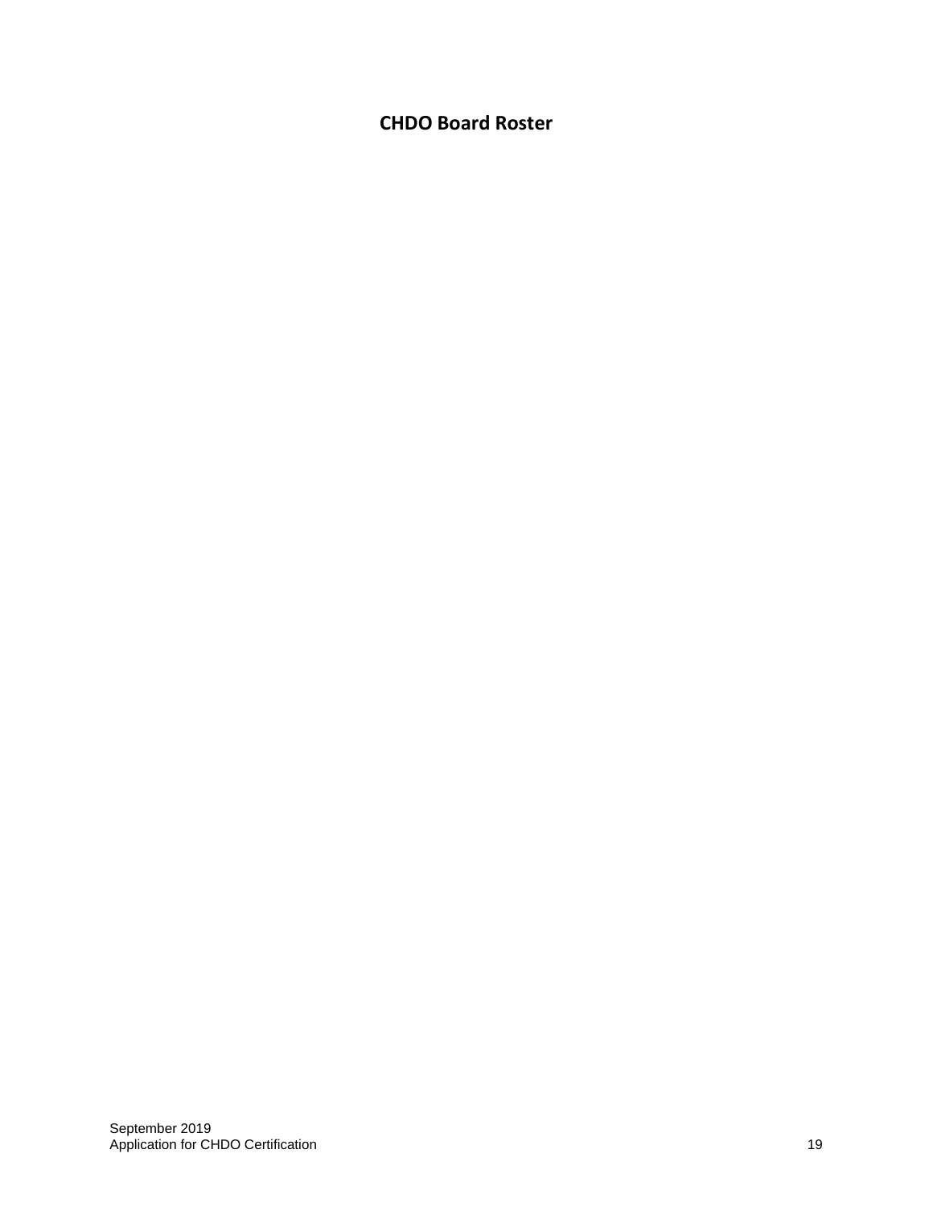# CHDO Board Roster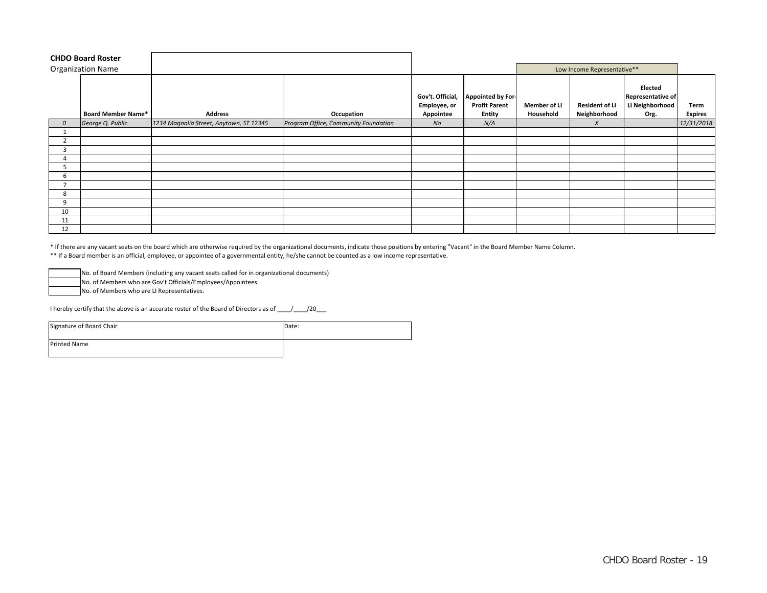**CHDO Board Roster**

Organization Name

| | | | | | | Low Income Representative** | | | |
|---|---|---|---|---|---|---|---|---|---|
| | **Board Member Name*** | **Address** | **Occupation** | **Gov't. Official, Employee, or Appointee** | **Appointed by For-Profit Parent Entity** | **Member of LI Household** | **Resident of LI Neighborhood** | **Elected Representative of LI Neighborhood Org.** | **Term Expires** |
| *0* | *George Q. Public* | *1234 Magnolia Street, Anytown, ST 12345* | *Program Office, Community Foundation* | *No* | *N/A* | | *X* | | *12/31/2018* |
| 1 | | | | | | | | | |
| 2 | | | | | | | | | |
| 3 | | | | | | | | | |
| 4 | | | | | | | | | |
| 5 | | | | | | | | | |
| 6 | | | | | | | | | |
| 7 | | | | | | | | | |
| 8 | | | | | | | | | |
| 9 | | | | | | | | | |
| 10 | | | | | | | | | |
| 11 | | | | | | | | | |
| 12 | | | | | | | | | |

* If there are any vacant seats on the board which are otherwise required by the organizational documents, indicate those positions by entering "Vacant" in the Board Member Name Column.

** If a Board member is an official, employee, or appointee of a governmental entity, he/she cannot be counted as a low income representative.

| | |
|---|---|
| | No. of Board Members (including any vacant seats called for in organizational documents) |
| | No. of Members who are Gov't Officials/Employees/Appointees |
| | No. of Members who are LI Representatives. |

I hereby certify that the above is an accurate roster of the Board of Directors as of ____/____/20___

| | |
|---|---|
| Signature of Board Chair | Date: |
| Printed Name | |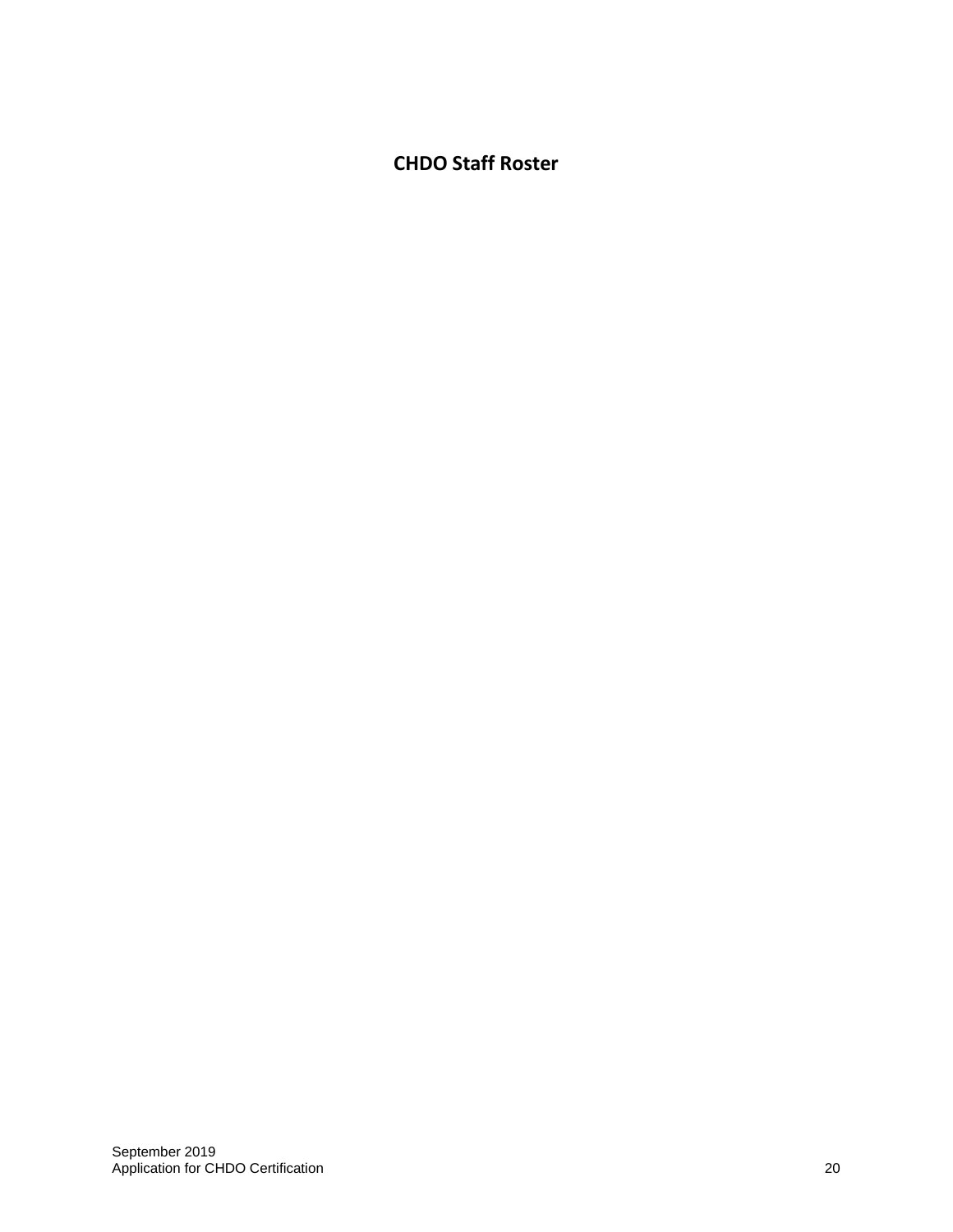# CHDO Staff Roster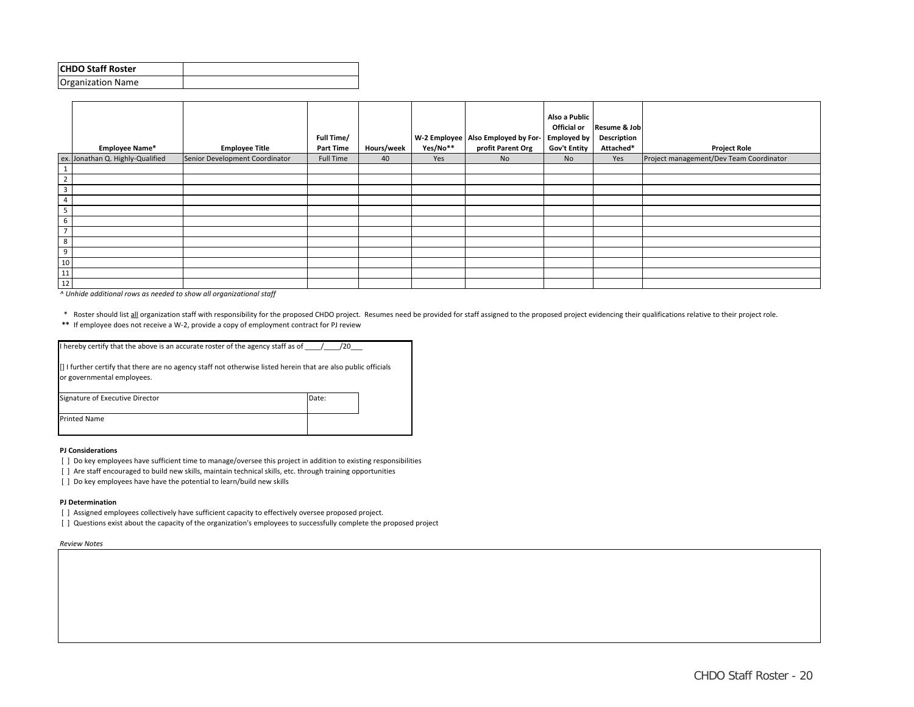| CHDO Staff Roster | |
|---|---|
| Organization Name | |

| | Employee Name* | Employee Title | Full Time/ Part Time | Hours/week | W-2 Employee Yes/No** | Also Employed by For-profit Parent Org | Also a Public Official or Employed by Gov't Entity | Resume & Job Description Attached* | Project Role |
|---|---|---|---|---|---|---|---|---|---|
| ex. | Jonathan Q. Highly-Qualified | Senior Development Coordinator | Full Time | 40 | Yes | No | No | Yes | Project management/Dev Team Coordinator |
| 1 | | | | | | | | | |
| 2 | | | | | | | | | |
| 3 | | | | | | | | | |
| 4 | | | | | | | | | |
| 5 | | | | | | | | | |
| 6 | | | | | | | | | |
| 7 | | | | | | | | | |
| 8 | | | | | | | | | |
| 9 | | | | | | | | | |
| 10 | | | | | | | | | |
| 11 | | | | | | | | | |
| 12 | | | | | | | | | |

*^ Unhide additional rows as needed to show all organizational staff*

\* Roster should list all organization staff with responsibility for the proposed CHDO project. Resumes need be provided for staff assigned to the proposed project evidencing their qualifications relative to their project role.

** If employee does not receive a W-2, provide a copy of employment contract for PJ review

I hereby certify that the above is an accurate roster of the agency staff as of ____/____/20___

[] I further certify that there are no agency staff not otherwise listed herein that are also public officials or governmental employees.

| Signature of Executive Director | Date: |
|---|---|
| Printed Name | |

**PJ Considerations**

[ ] Do key employees have sufficient time to manage/oversee this project in addition to existing responsibilities

[ ] Are staff encouraged to build new skills, maintain technical skills, etc. through training opportunities

[ ] Do key employees have have the potential to learn/build new skills

**PJ Determination**

[ ] Assigned employees collectively have sufficient capacity to effectively oversee proposed project.

[ ] Questions exist about the capacity of the organization's employees to successfully complete the proposed project

*Review Notes*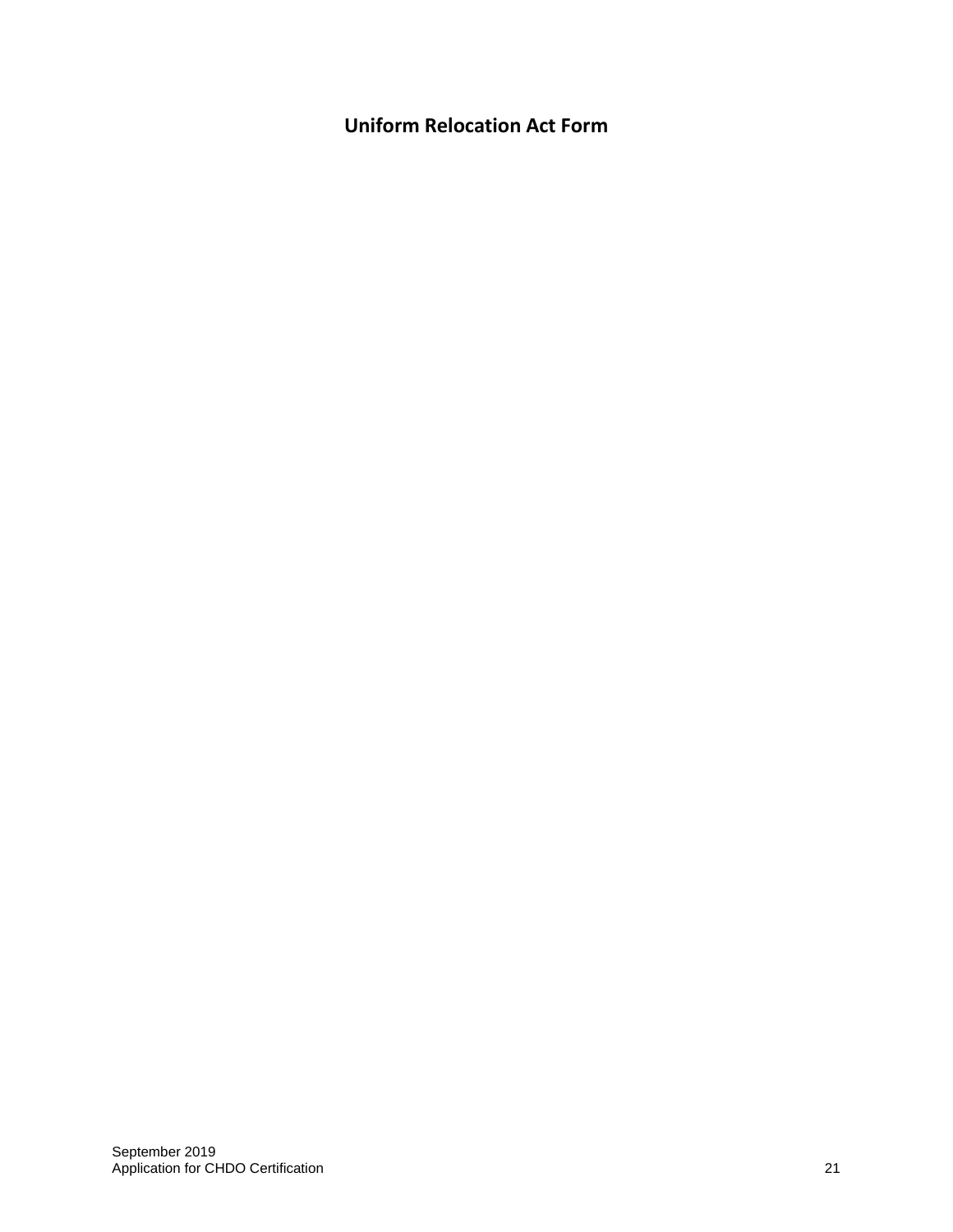## Uniform Relocation Act Form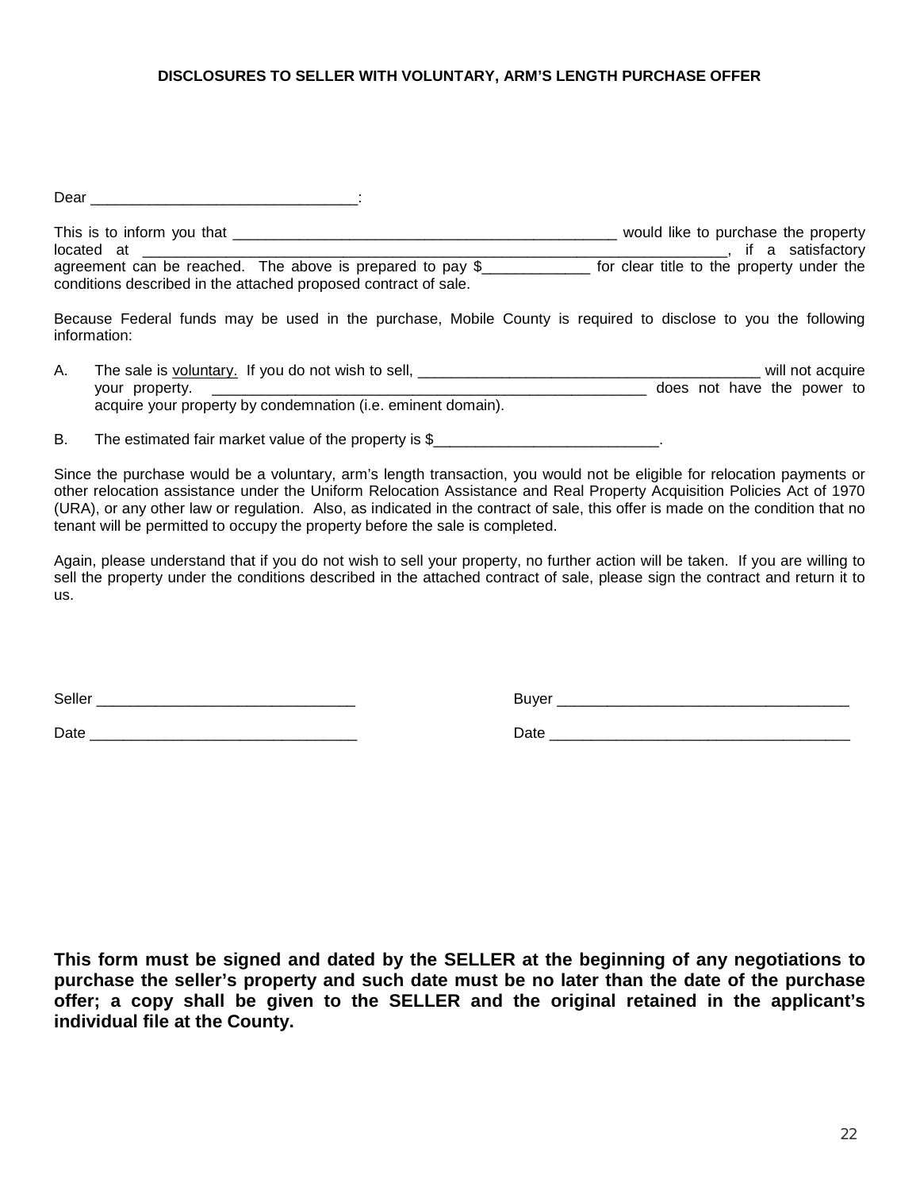**DISCLOSURES TO SELLER WITH VOLUNTARY, ARM'S LENGTH PURCHASE OFFER**

Dear ________________________________:

This is to inform you that ______________________________________________ would like to purchase the property located at ______________________________________________________________________, if a satisfactory agreement can be reached. The above is prepared to pay $_____________ for clear title to the property under the conditions described in the attached proposed contract of sale.

Because Federal funds may be used in the purchase, Mobile County is required to disclose to you the following information:

A. The sale is <u>voluntary.</u> If you do not wish to sell, _________________________________________ will not acquire your property. ____________________________________________________ does not have the power to acquire your property by condemnation (i.e. eminent domain).

B. The estimated fair market value of the property is $___________________________.

Since the purchase would be a voluntary, arm's length transaction, you would not be eligible for relocation payments or other relocation assistance under the Uniform Relocation Assistance and Real Property Acquisition Policies Act of 1970 (URA), or any other law or regulation. Also, as indicated in the contract of sale, this offer is made on the condition that no tenant will be permitted to occupy the property before the sale is completed.

Again, please understand that if you do not wish to sell your property, no further action will be taken. If you are willing to sell the property under the conditions described in the attached contract of sale, please sign the contract and return it to us.

Seller _______________________________     Buyer ___________________________________

Date ________________________________     Date ____________________________________

**This form must be signed and dated by the SELLER at the beginning of any negotiations to purchase the seller's property and such date must be no later than the date of the purchase offer; a copy shall be given to the SELLER and the original retained in the applicant's individual file at the County.**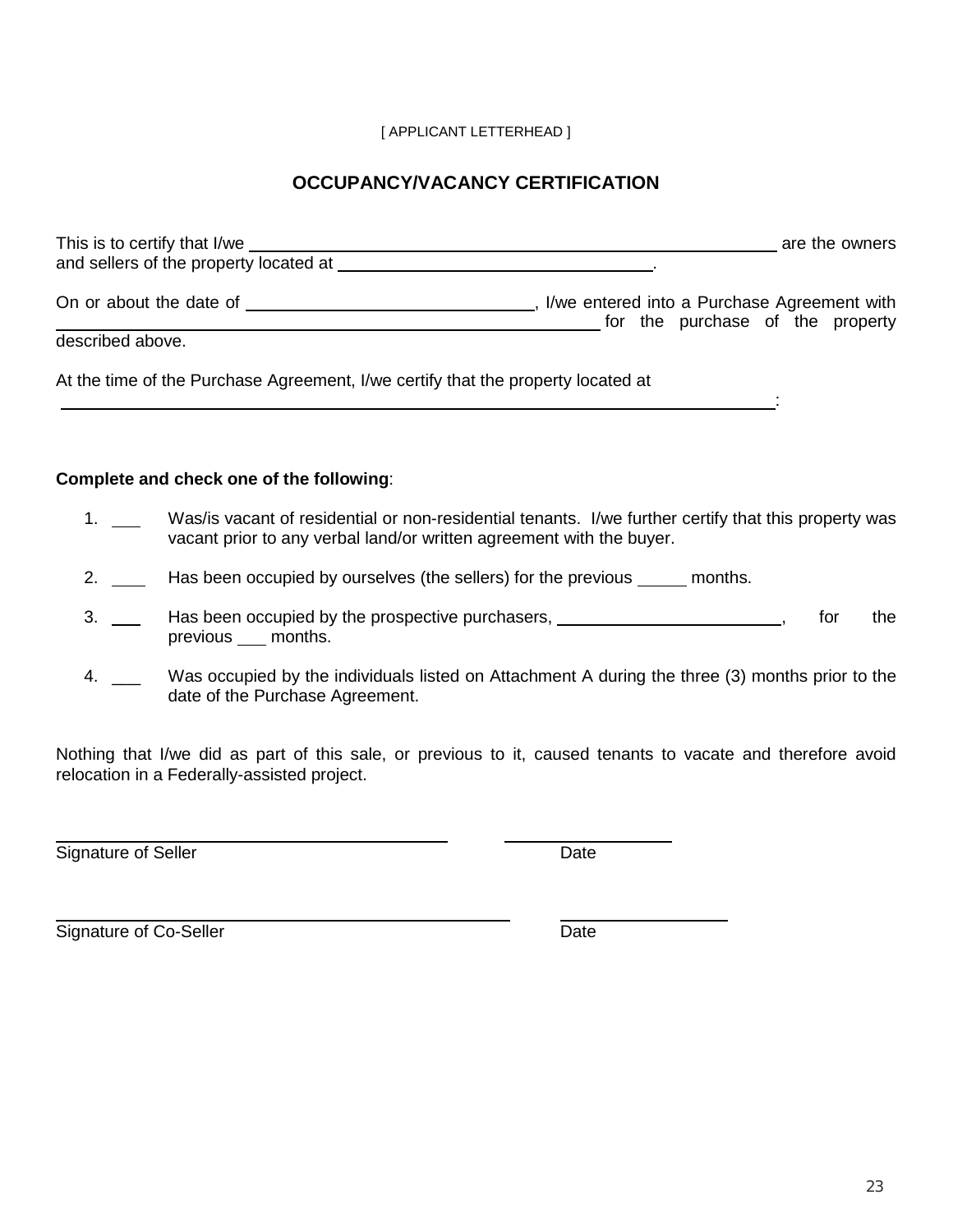[ APPLICANT LETTERHEAD ]

## OCCUPANCY/VACANCY CERTIFICATION

This is to certify that I/we ______________________________________________ are the owners and sellers of the property located at ______________________________.

On or about the date of ____________________________, I/we entered into a Purchase Agreement with ______________________________________________ for the purchase of the property described above.

At the time of the Purchase Agreement, I/we certify that the property located at ______________________________________________________________:

**Complete and check one of the following**:

1. ___ Was/is vacant of residential or non-residential tenants. I/we further certify that this property was vacant prior to any verbal land/or written agreement with the buyer.

2. ___ Has been occupied by ourselves (the sellers) for the previous _____ months.

3. ___ Has been occupied by the prospective purchasers, ______________________, for the previous ___ months.

4. ___ Was occupied by the individuals listed on Attachment A during the three (3) months prior to the date of the Purchase Agreement.

Nothing that I/we did as part of this sale, or previous to it, caused tenants to vacate and therefore avoid relocation in a Federally-assisted project.

______________________________________ ________________
Signature of Seller Date

______________________________________ ________________
Signature of Co-Seller Date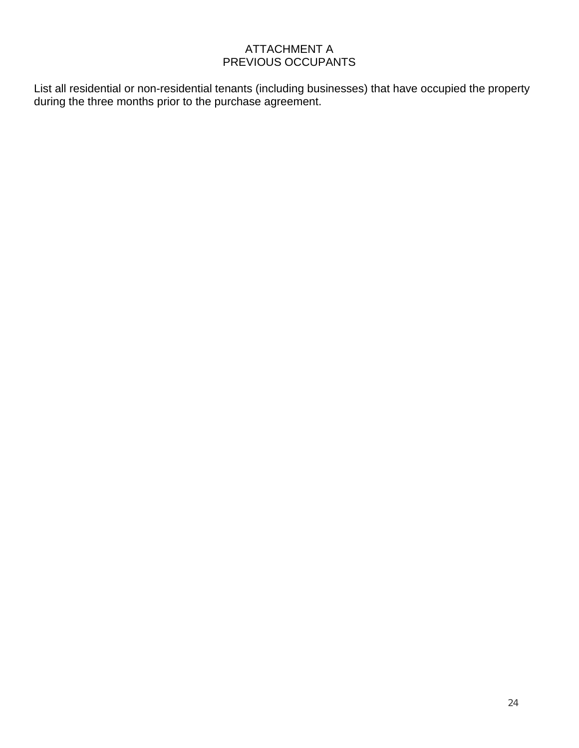# ATTACHMENT A
## PREVIOUS OCCUPANTS

List all residential or non-residential tenants (including businesses) that have occupied the property during the three months prior to the purchase agreement.